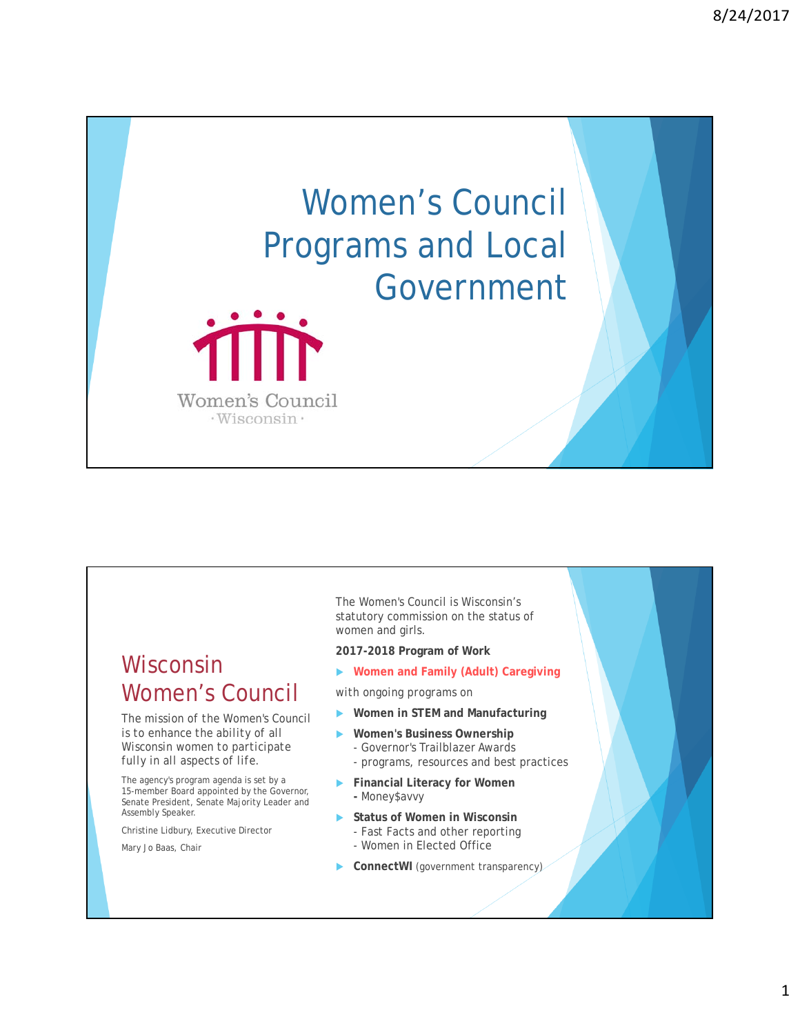# Women's Council Programs and Local Government

Women's Council
· Wisconsin ·

## Wisconsin Women's Council

The mission of the Women's Council is to enhance the ability of all Wisconsin women to participate fully in all aspects of life.

The agency's program agenda is set by a 15-member Board appointed by the Governor, Senate President, Senate Majority Leader and Assembly Speaker.

Christine Lidbury, Executive Director

Mary Jo Baas, Chair

The Women's Council is Wisconsin's statutory commission on the status of women and girls.

**2017-2018 Program of Work**

- **Women and Family (Adult) Caregiving**

with ongoing programs on

- **Women in STEM and Manufacturing**
- **Women's Business Ownership**
  - Governor's Trailblazer Awards
  - programs, resources and best practices
- **Financial Literacy for Women**
  - Money$avvy
- **Status of Women in Wisconsin**
  - Fast Facts and other reporting
  - Women in Elected Office
- **ConnectWI** (government transparency)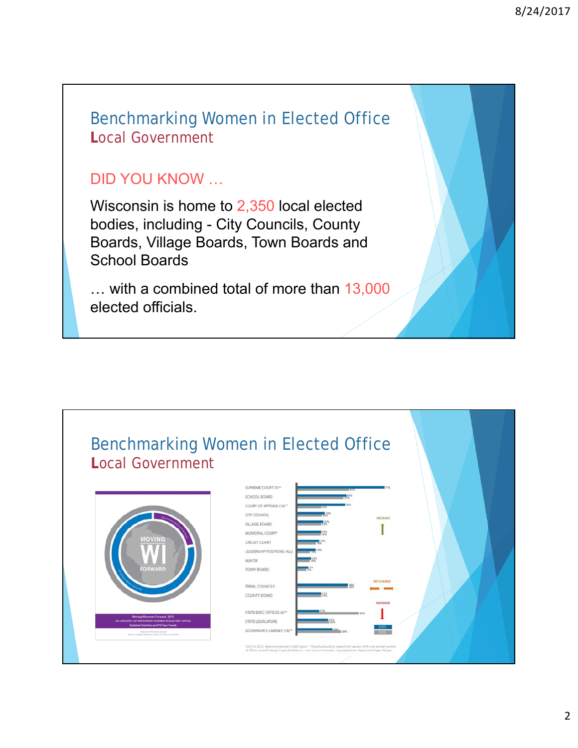# Benchmarking Women in Elected Office
## Local Government

DID YOU KNOW …

Wisconsin is home to 2,350 local elected bodies, including - City Councils, County Boards, Village Boards, Town Boards and School Boards

… with a combined total of more than 13,000 elected officials.

# Benchmarking Women in Elected Office
## Local Government

Moving Wisconsin Forward, 2015
AN ANALYSIS OF WISCONSIN WOMEN IN ELECTED OFFICE
Updated Statistics and 10-Year Trends

| Office | 2015 | 2005 |
|---|---|---|
| SUPREME COURT (7)** | 71% | 43% |
| SCHOOL BOARD | 40% | 37% |
| COURT OF APPEALS (16)** | 38% | 19% |
| CITY COUNCIL | 23% | 20% |
| VILLAGE BOARD | 22% | 19% |
| MUNICIPAL COURT* | 19% | 18% |
| CIRCUIT COURT | 17% | 14% |
| LEADERSHIP POSITIONS (ALL) | 14% | 10% |
| MAYOR | 12% | 8% |
| TOWN BOARD | 9% | 7% |
| TRIBAL COUNCILS | 42% | 42% |
| COUNTY BOARD | 19% | 19% |
| STATE EXEC OFFICES (6)** | 17% | 50% |
| STATE LEGISLATURE | 25% | 26% |
| GOVERNOR'S CABINET (18)** | 33% | 35% |

INCREASE: Supreme Court through Town Board; NO CHANGE: Tribal Councils, County Board; DECREASE: State Exec Offices, State Legislature, Governor's Cabinet.

*2010 to 2015, data not collected in 2005 report. **Results should be viewed with caution. With only a small number of offices, a small change in gender balance – even one or two seats – may appear as a large percentage change.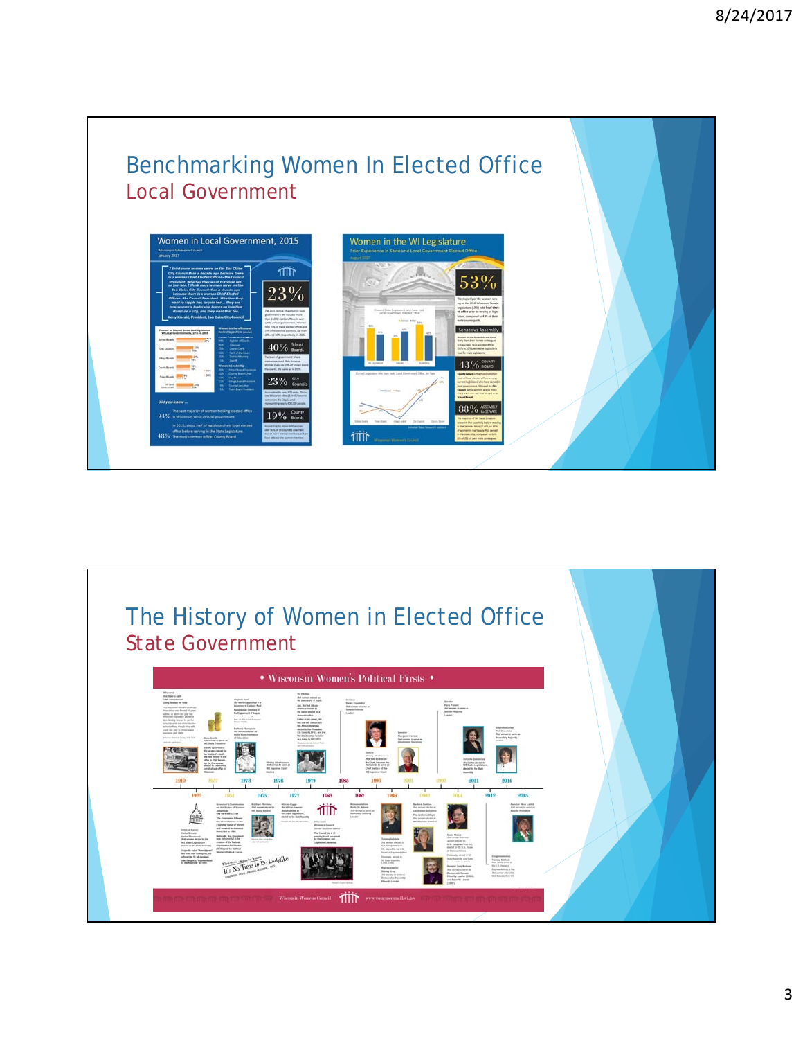# Benchmarking Women In Elected Office

## Local Government

# The History of Women in Elected Office

## State Government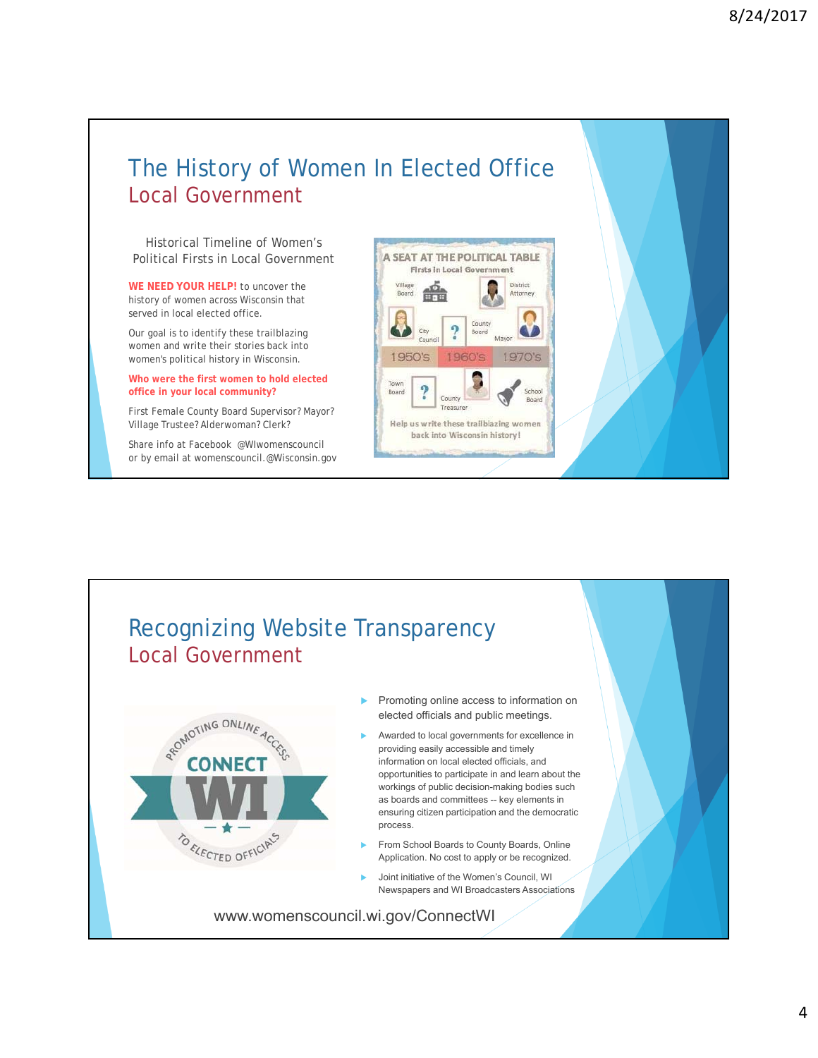# The History of Women In Elected Office

## Local Government

Historical Timeline of Women's Political Firsts in Local Government

**WE NEED YOUR HELP!** to uncover the history of women across Wisconsin that served in local elected office.

Our goal is to identify these trailblazing women and write their stories back into women's political history in Wisconsin.

**Who were the first women to hold elected office in your local community?**

First Female County Board Supervisor? Mayor? Village Trustee? Alderwoman? Clerk?

Share info at Facebook @WIwomenscouncil or by email at womenscouncil.@Wisconsin.gov

A SEAT AT THE POLITICAL TABLE

Firsts in Local Government

Village Board, District Attorney, City Council, County Board, Mayor, 1950's, 1960's, 1970's, Town Board, County Treasurer, School Board

Help us write these trailblazing women back into Wisconsin history!

# Recognizing Website Transparency

## Local Government

PROMOTING ONLINE ACCESS CONNECT WI TO ELECTED OFFICIALS

- Promoting online access to information on elected officials and public meetings.
- Awarded to local governments for excellence in providing easily accessible and timely information on local elected officials, and opportunities to participate in and learn about the workings of public decision-making bodies such as boards and committees -- key elements in ensuring citizen participation and the democratic process.
- From School Boards to County Boards, Online Application. No cost to apply or be recognized.
- Joint initiative of the Women's Council, WI Newspapers and WI Broadcasters Associations

www.womenscouncil.wi.gov/ConnectWI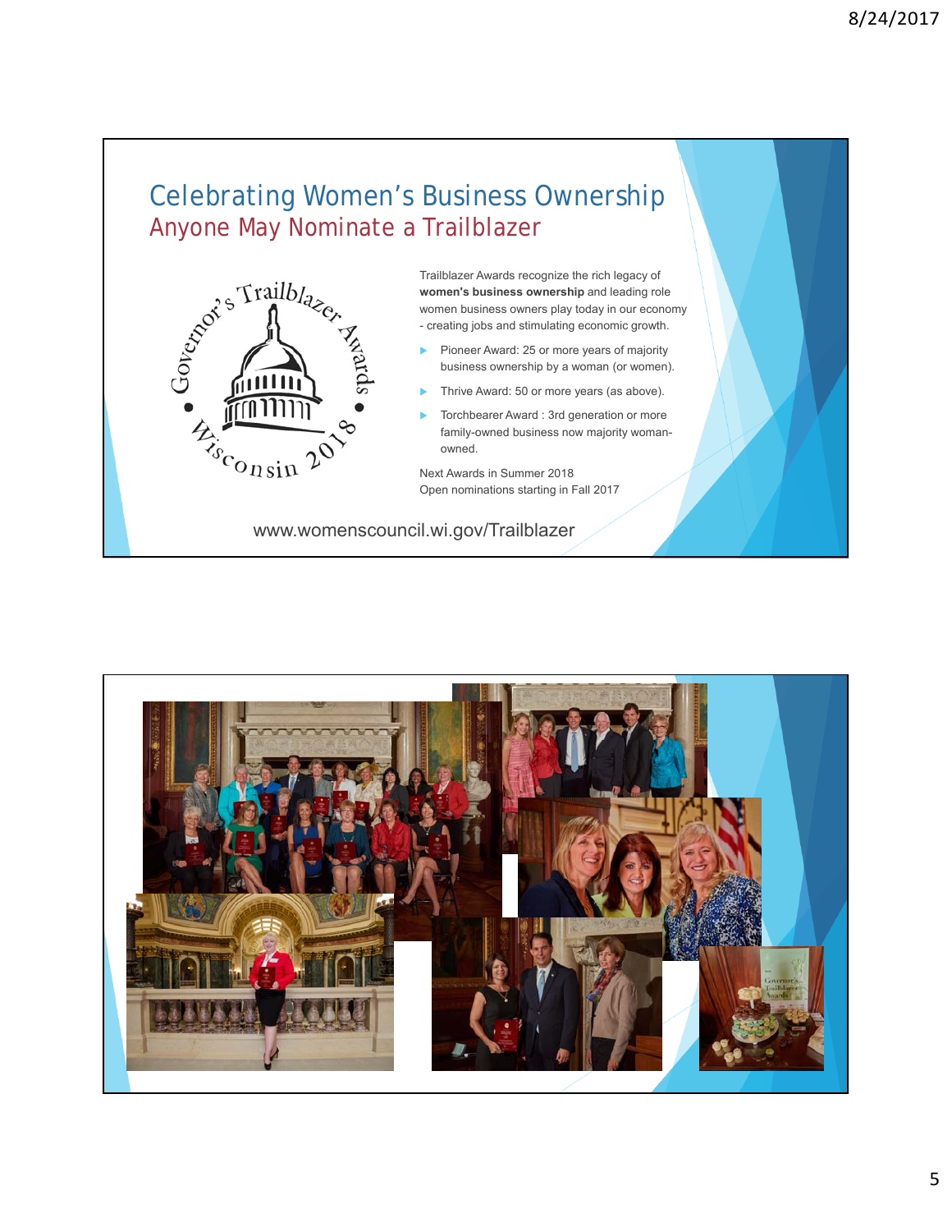# Celebrating Women's Business Ownership

## Anyone May Nominate a Trailblazer

Governor's Trailblazer Awards • Wisconsin 2018 •

Trailblazer Awards recognize the rich legacy of **women's business ownership** and leading role women business owners play today in our economy - creating jobs and stimulating economic growth.

- Pioneer Award: 25 or more years of majority business ownership by a woman (or women).
- Thrive Award: 50 or more years (as above).
- Torchbearer Award : 3rd generation or more family-owned business now majority woman-owned.

Next Awards in Summer 2018
Open nominations starting in Fall 2017

www.womenscouncil.wi.gov/Trailblazer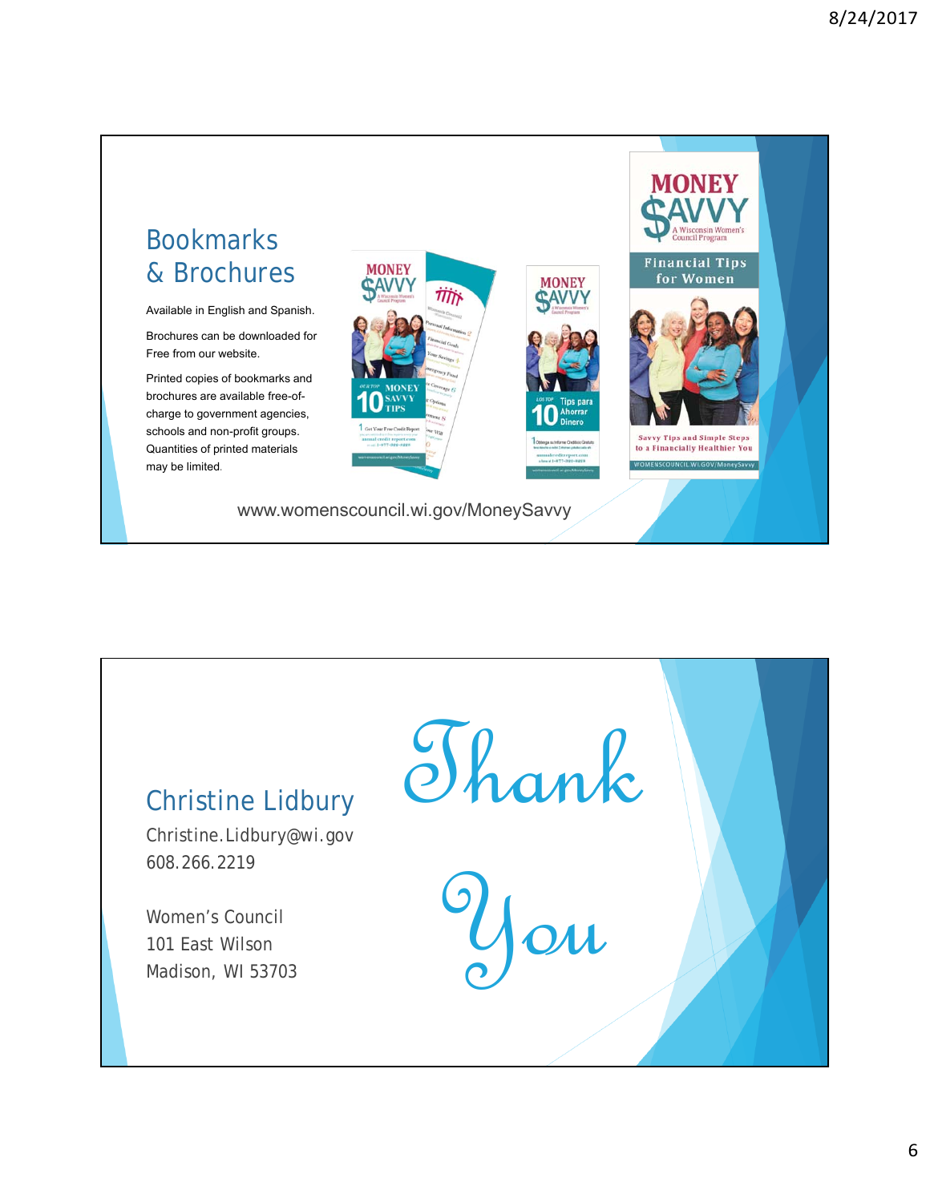## Bookmarks & Brochures

Available in English and Spanish.

Brochures can be downloaded for Free from our website.

Printed copies of bookmarks and brochures are available free-of-charge to government agencies, schools and non-profit groups. Quantities of printed materials may be limited.

www.womenscouncil.wi.gov/MoneySavvy

## Christine Lidbury

Christine.Lidbury@wi.gov
608.266.2219

Women's Council
101 East Wilson
Madison, WI 53703

Thank You